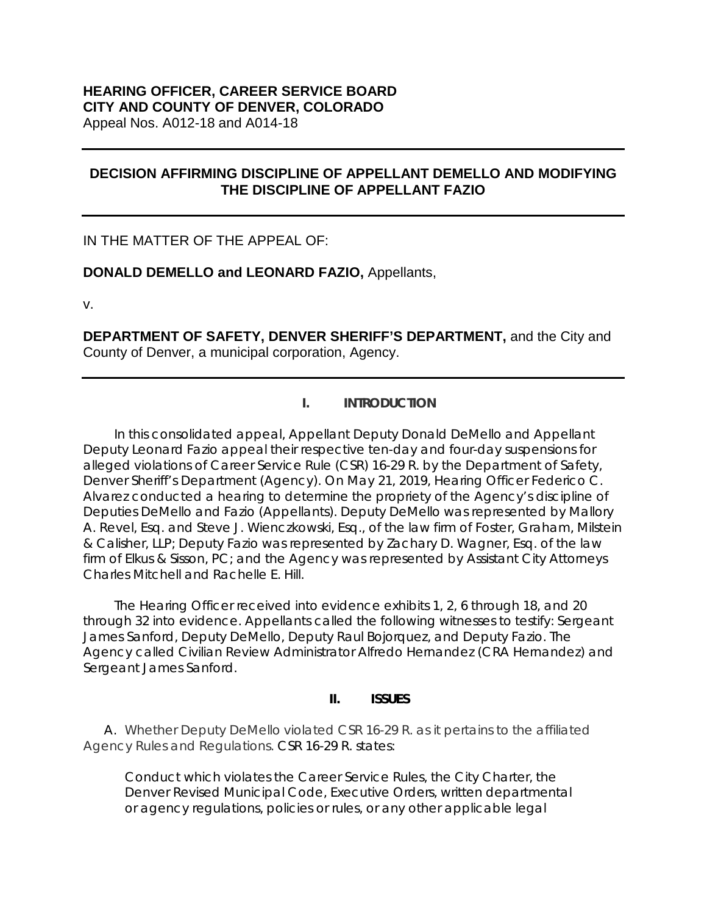**HEARING OFFICER, CAREER SERVICE BOARD**
**CITY AND COUNTY OF DENVER, COLORADO**
Appeal Nos. A012-18 and A014-18

---

## DECISION AFFIRMING DISCIPLINE OF APPELLANT DEMELLO AND MODIFYING THE DISCIPLINE OF APPELLANT FAZIO

---

IN THE MATTER OF THE APPEAL OF:

**DONALD DEMELLO and LEONARD FAZIO,** Appellants,

v.

**DEPARTMENT OF SAFETY, DENVER SHERIFF'S DEPARTMENT,** and the City and County of Denver, a municipal corporation, Agency.

---

## I. INTRODUCTION

In this consolidated appeal, Appellant Deputy Donald DeMello and Appellant Deputy Leonard Fazio appeal their respective ten-day and four-day suspensions for alleged violations of Career Service Rule (CSR) 16-29 R. by the Department of Safety, Denver Sheriff's Department (Agency). On May 21, 2019, Hearing Officer Federico C. Alvarez conducted a hearing to determine the propriety of the Agency's discipline of Deputies DeMello and Fazio (Appellants). Deputy DeMello was represented by Mallory A. Revel, Esq. and Steve J. Wienczkowski, Esq., of the law firm of Foster, Graham, Milstein & Calisher, LLP; Deputy Fazio was represented by Zachary D. Wagner, Esq. of the law firm of Elkus & Sisson, PC; and the Agency was represented by Assistant City Attorneys Charles Mitchell and Rachelle E. Hill.

The Hearing Officer received into evidence exhibits 1, 2, 6 through 18, and 20 through 32 into evidence. Appellants called the following witnesses to testify: Sergeant James Sanford, Deputy DeMello, Deputy Raul Bojorquez, and Deputy Fazio. The Agency called Civilian Review Administrator Alfredo Hernandez (CRA Hernandez) and Sergeant James Sanford.

## II. ISSUES

A. Whether Deputy DeMello violated CSR 16-29 R. as it pertains to the affiliated Agency Rules and Regulations. CSR 16-29 R. states:

> Conduct which violates the Career Service Rules, the City Charter, the Denver Revised Municipal Code, Executive Orders, written departmental or agency regulations, policies or rules, or any other applicable legal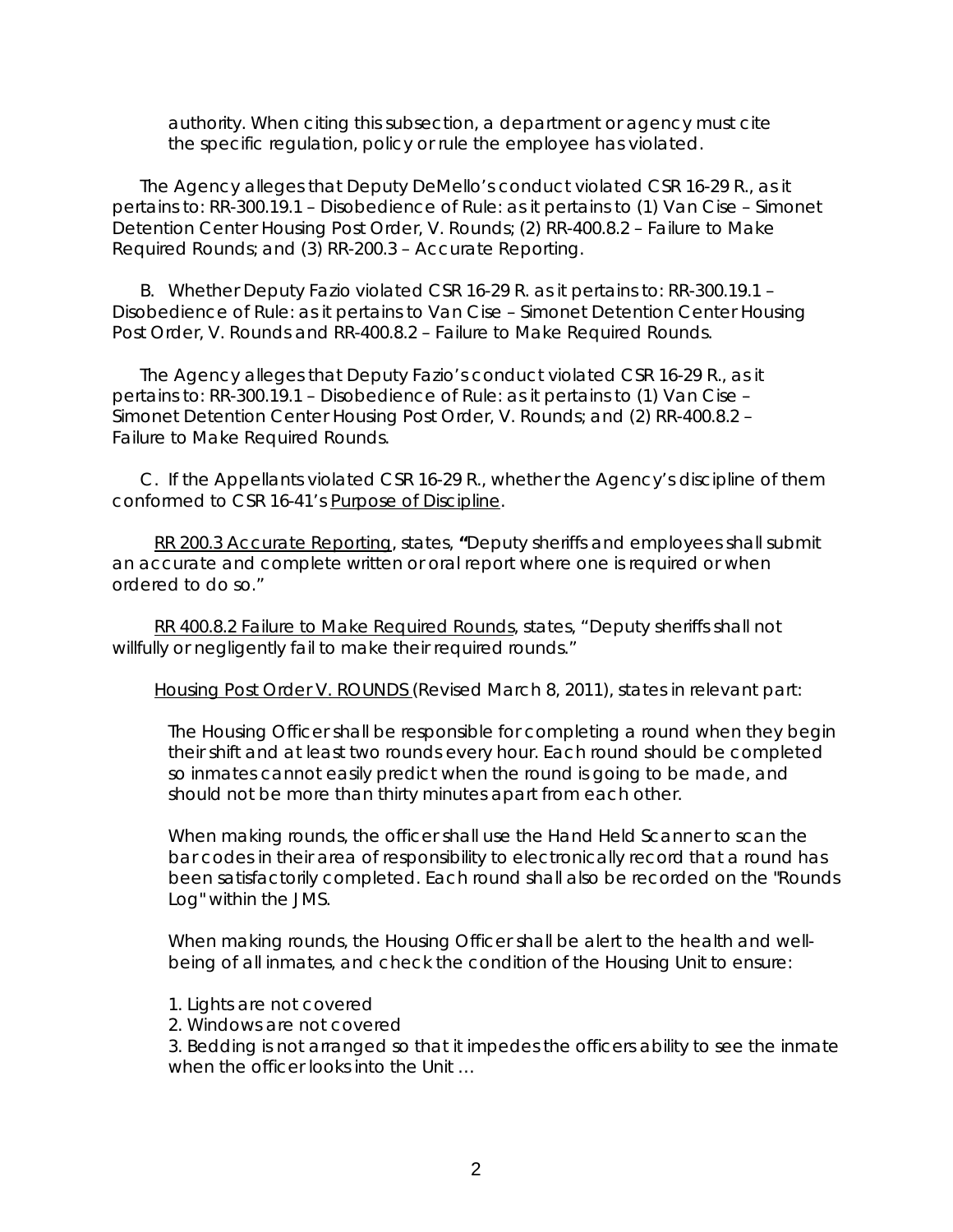authority. When citing this subsection, a department or agency must cite the specific regulation, policy or rule the employee has violated.

The Agency alleges that Deputy DeMello's conduct violated CSR 16-29 R., as it pertains to: RR-300.19.1 – Disobedience of Rule: as it pertains to (1) Van Cise – Simonet Detention Center Housing Post Order, V. Rounds; (2) RR-400.8.2 – Failure to Make Required Rounds; and (3) RR-200.3 – Accurate Reporting.

B. Whether Deputy Fazio violated CSR 16-29 R. as it pertains to: RR-300.19.1 – Disobedience of Rule: as it pertains to Van Cise – Simonet Detention Center Housing Post Order, V. Rounds and RR-400.8.2 – Failure to Make Required Rounds.

The Agency alleges that Deputy Fazio's conduct violated CSR 16-29 R., as it pertains to: RR-300.19.1 – Disobedience of Rule: as it pertains to (1) Van Cise – Simonet Detention Center Housing Post Order, V. Rounds; and (2) RR-400.8.2 – Failure to Make Required Rounds.

C. If the Appellants violated CSR 16-29 R., whether the Agency's discipline of them conformed to CSR 16-41's Purpose of Discipline.

RR 200.3 Accurate Reporting, states, "Deputy sheriffs and employees shall submit an accurate and complete written or oral report where one is required or when ordered to do so."

RR 400.8.2 Failure to Make Required Rounds, states, "Deputy sheriffs shall not willfully or negligently fail to make their required rounds."

Housing Post Order V. ROUNDS (Revised March 8, 2011), states in relevant part:

> The Housing Officer shall be responsible for completing a round when they begin their shift and at least two rounds every hour. Each round should be completed so inmates cannot easily predict when the round is going to be made, and should not be more than thirty minutes apart from each other.
>
> When making rounds, the officer shall use the Hand Held Scanner to scan the bar codes in their area of responsibility to electronically record that a round has been satisfactorily completed. Each round shall also be recorded on the "Rounds Log" within the JMS.
>
> When making rounds, the Housing Officer shall be alert to the health and well-being of all inmates, and check the condition of the Housing Unit to ensure:
>
> 1. Lights are not covered
> 2. Windows are not covered
> 3. Bedding is not arranged so that it impedes the officers ability to see the inmate when the officer looks into the Unit …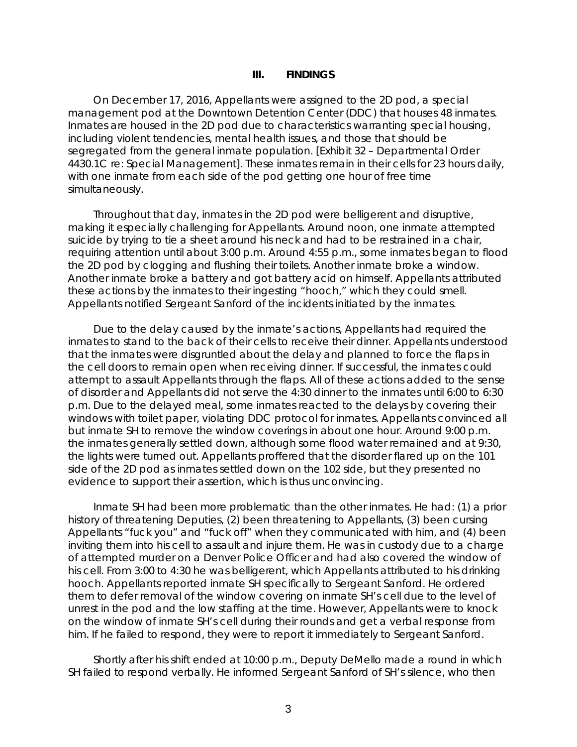## III. FINDINGS

On December 17, 2016, Appellants were assigned to the 2D pod, a special management pod at the Downtown Detention Center (DDC) that houses 48 inmates. Inmates are housed in the 2D pod due to characteristics warranting special housing, including violent tendencies, mental health issues, and those that should be segregated from the general inmate population. [Exhibit 32 – Departmental Order 4430.1C re: Special Management]. These inmates remain in their cells for 23 hours daily, with one inmate from each side of the pod getting one hour of free time simultaneously.

Throughout that day, inmates in the 2D pod were belligerent and disruptive, making it especially challenging for Appellants. Around noon, one inmate attempted suicide by trying to tie a sheet around his neck and had to be restrained in a chair, requiring attention until about 3:00 p.m. Around 4:55 p.m., some inmates began to flood the 2D pod by clogging and flushing their toilets. Another inmate broke a window. Another inmate broke a battery and got battery acid on himself. Appellants attributed these actions by the inmates to their ingesting "hooch," which they could smell. Appellants notified Sergeant Sanford of the incidents initiated by the inmates.

Due to the delay caused by the inmate's actions, Appellants had required the inmates to stand to the back of their cells to receive their dinner. Appellants understood that the inmates were disgruntled about the delay and planned to force the flaps in the cell doors to remain open when receiving dinner. If successful, the inmates could attempt to assault Appellants through the flaps. All of these actions added to the sense of disorder and Appellants did not serve the 4:30 dinner to the inmates until 6:00 to 6:30 p.m. Due to the delayed meal, some inmates reacted to the delays by covering their windows with toilet paper, violating DDC protocol for inmates. Appellants convinced all but inmate SH to remove the window coverings in about one hour. Around 9:00 p.m. the inmates generally settled down, although some flood water remained and at 9:30, the lights were turned out. Appellants proffered that the disorder flared up on the 101 side of the 2D pod as inmates settled down on the 102 side, but they presented no evidence to support their assertion, which is thus unconvincing.

Inmate SH had been more problematic than the other inmates. He had: (1) a prior history of threatening Deputies, (2) been threatening to Appellants, (3) been cursing Appellants "fuck you" and "fuck off" when they communicated with him, and (4) been inviting them into his cell to assault and injure them. He was in custody due to a charge of attempted murder on a Denver Police Officer and had also covered the window of his cell. From 3:00 to 4:30 he was belligerent, which Appellants attributed to his drinking hooch. Appellants reported inmate SH specifically to Sergeant Sanford. He ordered them to defer removal of the window covering on inmate SH's cell due to the level of unrest in the pod and the low staffing at the time. However, Appellants were to knock on the window of inmate SH's cell during their rounds and get a verbal response from him. If he failed to respond, they were to report it immediately to Sergeant Sanford.

Shortly after his shift ended at 10:00 p.m., Deputy DeMello made a round in which SH failed to respond verbally. He informed Sergeant Sanford of SH's silence, who then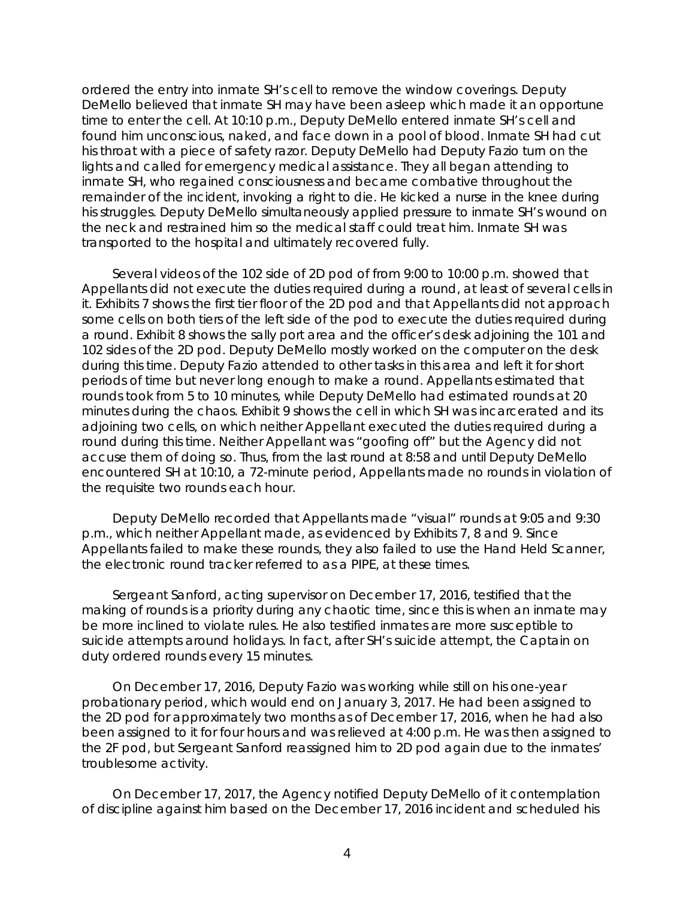ordered the entry into inmate SH's cell to remove the window coverings. Deputy DeMello believed that inmate SH may have been asleep which made it an opportune time to enter the cell. At 10:10 p.m., Deputy DeMello entered inmate SH's cell and found him unconscious, naked, and face down in a pool of blood. Inmate SH had cut his throat with a piece of safety razor. Deputy DeMello had Deputy Fazio turn on the lights and called for emergency medical assistance. They all began attending to inmate SH, who regained consciousness and became combative throughout the remainder of the incident, invoking a right to die. He kicked a nurse in the knee during his struggles. Deputy DeMello simultaneously applied pressure to inmate SH's wound on the neck and restrained him so the medical staff could treat him. Inmate SH was transported to the hospital and ultimately recovered fully.

Several videos of the 102 side of 2D pod of from 9:00 to 10:00 p.m. showed that Appellants did not execute the duties required during a round, at least of several cells in it. Exhibits 7 shows the first tier floor of the 2D pod and that Appellants did not approach some cells on both tiers of the left side of the pod to execute the duties required during a round. Exhibit 8 shows the sally port area and the officer's desk adjoining the 101 and 102 sides of the 2D pod. Deputy DeMello mostly worked on the computer on the desk during this time. Deputy Fazio attended to other tasks in this area and left it for short periods of time but never long enough to make a round. Appellants estimated that rounds took from 5 to 10 minutes, while Deputy DeMello had estimated rounds at 20 minutes during the chaos. Exhibit 9 shows the cell in which SH was incarcerated and its adjoining two cells, on which neither Appellant executed the duties required during a round during this time. Neither Appellant was "goofing off" but the Agency did not accuse them of doing so. Thus, from the last round at 8:58 and until Deputy DeMello encountered SH at 10:10, a 72-minute period, Appellants made no rounds in violation of the requisite two rounds each hour.

Deputy DeMello recorded that Appellants made "visual" rounds at 9:05 and 9:30 p.m., which neither Appellant made, as evidenced by Exhibits 7, 8 and 9. Since Appellants failed to make these rounds, they also failed to use the Hand Held Scanner, the electronic round tracker referred to as a PIPE, at these times.

Sergeant Sanford, acting supervisor on December 17, 2016, testified that the making of rounds is a priority during any chaotic time, since this is when an inmate may be more inclined to violate rules. He also testified inmates are more susceptible to suicide attempts around holidays. In fact, after SH's suicide attempt, the Captain on duty ordered rounds every 15 minutes.

On December 17, 2016, Deputy Fazio was working while still on his one-year probationary period, which would end on January 3, 2017. He had been assigned to the 2D pod for approximately two months as of December 17, 2016, when he had also been assigned to it for four hours and was relieved at 4:00 p.m. He was then assigned to the 2F pod, but Sergeant Sanford reassigned him to 2D pod again due to the inmates' troublesome activity.

On December 17, 2017, the Agency notified Deputy DeMello of it contemplation of discipline against him based on the December 17, 2016 incident and scheduled his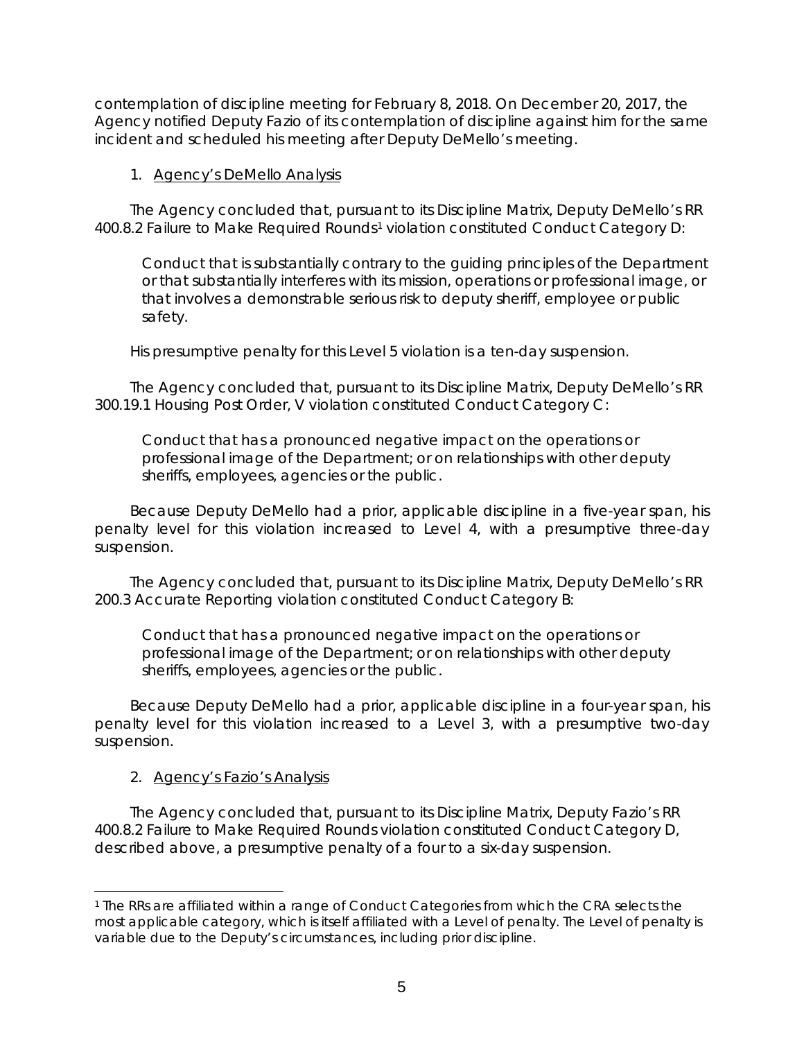contemplation of discipline meeting for February 8, 2018. On December 20, 2017, the Agency notified Deputy Fazio of its contemplation of discipline against him for the same incident and scheduled his meeting after Deputy DeMello's meeting.

1. Agency's DeMello Analysis

The Agency concluded that, pursuant to its Discipline Matrix, Deputy DeMello's RR 400.8.2 Failure to Make Required Rounds[1] violation constituted Conduct Category D:

> Conduct that is substantially contrary to the guiding principles of the Department or that substantially interferes with its mission, operations or professional image, or that involves a demonstrable serious risk to deputy sheriff, employee or public safety.

His presumptive penalty for this Level 5 violation is a ten-day suspension.

The Agency concluded that, pursuant to its Discipline Matrix, Deputy DeMello's RR 300.19.1 Housing Post Order, V violation constituted Conduct Category C:

> Conduct that has a pronounced negative impact on the operations or professional image of the Department; or on relationships with other deputy sheriffs, employees, agencies or the public.

Because Deputy DeMello had a prior, applicable discipline in a five-year span, his penalty level for this violation increased to Level 4, with a presumptive three-day suspension.

The Agency concluded that, pursuant to its Discipline Matrix, Deputy DeMello's RR 200.3 Accurate Reporting violation constituted Conduct Category B:

> Conduct that has a pronounced negative impact on the operations or professional image of the Department; or on relationships with other deputy sheriffs, employees, agencies or the public.

Because Deputy DeMello had a prior, applicable discipline in a four-year span, his penalty level for this violation increased to a Level 3, with a presumptive two-day suspension.

2. Agency's Fazio's Analysis

The Agency concluded that, pursuant to its Discipline Matrix, Deputy Fazio's RR 400.8.2 Failure to Make Required Rounds violation constituted Conduct Category D, described above, a presumptive penalty of a four to a six-day suspension.

---

[1] The RRs are affiliated within a range of Conduct Categories from which the CRA selects the most applicable category, which is itself affiliated with a Level of penalty. The Level of penalty is variable due to the Deputy's circumstances, including prior discipline.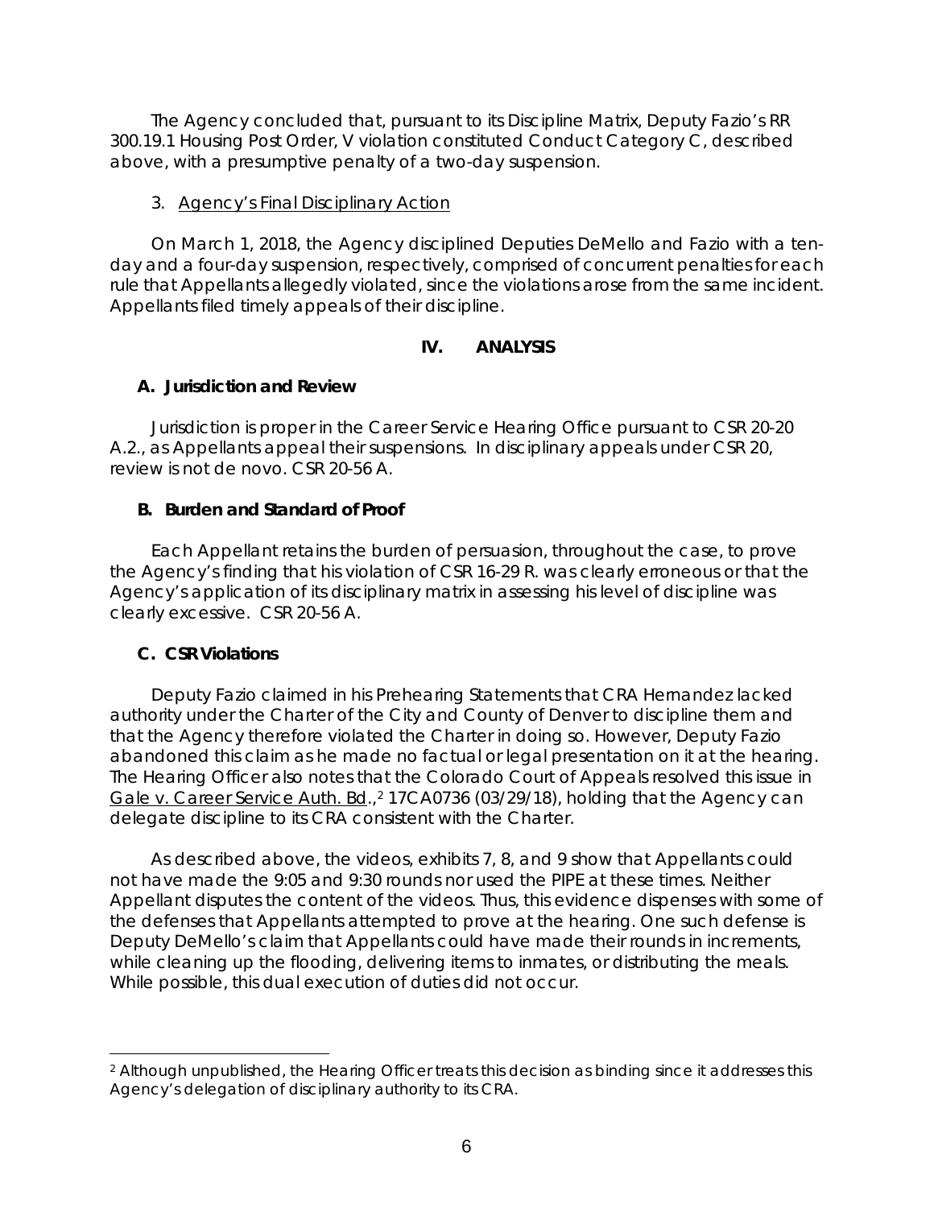The Agency concluded that, pursuant to its Discipline Matrix, Deputy Fazio's RR 300.19.1 Housing Post Order, V violation constituted Conduct Category C, described above, with a presumptive penalty of a two-day suspension.

3. Agency's Final Disciplinary Action

On March 1, 2018, the Agency disciplined Deputies DeMello and Fazio with a ten-day and a four-day suspension, respectively, comprised of concurrent penalties for each rule that Appellants allegedly violated, since the violations arose from the same incident. Appellants filed timely appeals of their discipline.

## IV. ANALYSIS

### A. Jurisdiction and Review

Jurisdiction is proper in the Career Service Hearing Office pursuant to CSR 20-20 A.2., as Appellants appeal their suspensions. In disciplinary appeals under CSR 20, review is not de novo. CSR 20-56 A.

### B. Burden and Standard of Proof

Each Appellant retains the burden of persuasion, throughout the case, to prove the Agency's finding that his violation of CSR 16-29 R. was clearly erroneous or that the Agency's application of its disciplinary matrix in assessing his level of discipline was clearly excessive. CSR 20-56 A.

### C. CSR Violations

Deputy Fazio claimed in his Prehearing Statements that CRA Hernandez lacked authority under the Charter of the City and County of Denver to discipline them and that the Agency therefore violated the Charter in doing so. However, Deputy Fazio abandoned this claim as he made no factual or legal presentation on it at the hearing. The Hearing Officer also notes that the Colorado Court of Appeals resolved this issue in Gale v. Career Service Auth. Bd.,[2] 17CA0736 (03/29/18), holding that the Agency can delegate discipline to its CRA consistent with the Charter.

As described above, the videos, exhibits 7, 8, and 9 show that Appellants could not have made the 9:05 and 9:30 rounds nor used the PIPE at these times. Neither Appellant disputes the content of the videos. Thus, this evidence dispenses with some of the defenses that Appellants attempted to prove at the hearing. One such defense is Deputy DeMello's claim that Appellants could have made their rounds in increments, while cleaning up the flooding, delivering items to inmates, or distributing the meals. While possible, this dual execution of duties did not occur.

---

[2] Although unpublished, the Hearing Officer treats this decision as binding since it addresses this Agency's delegation of disciplinary authority to its CRA.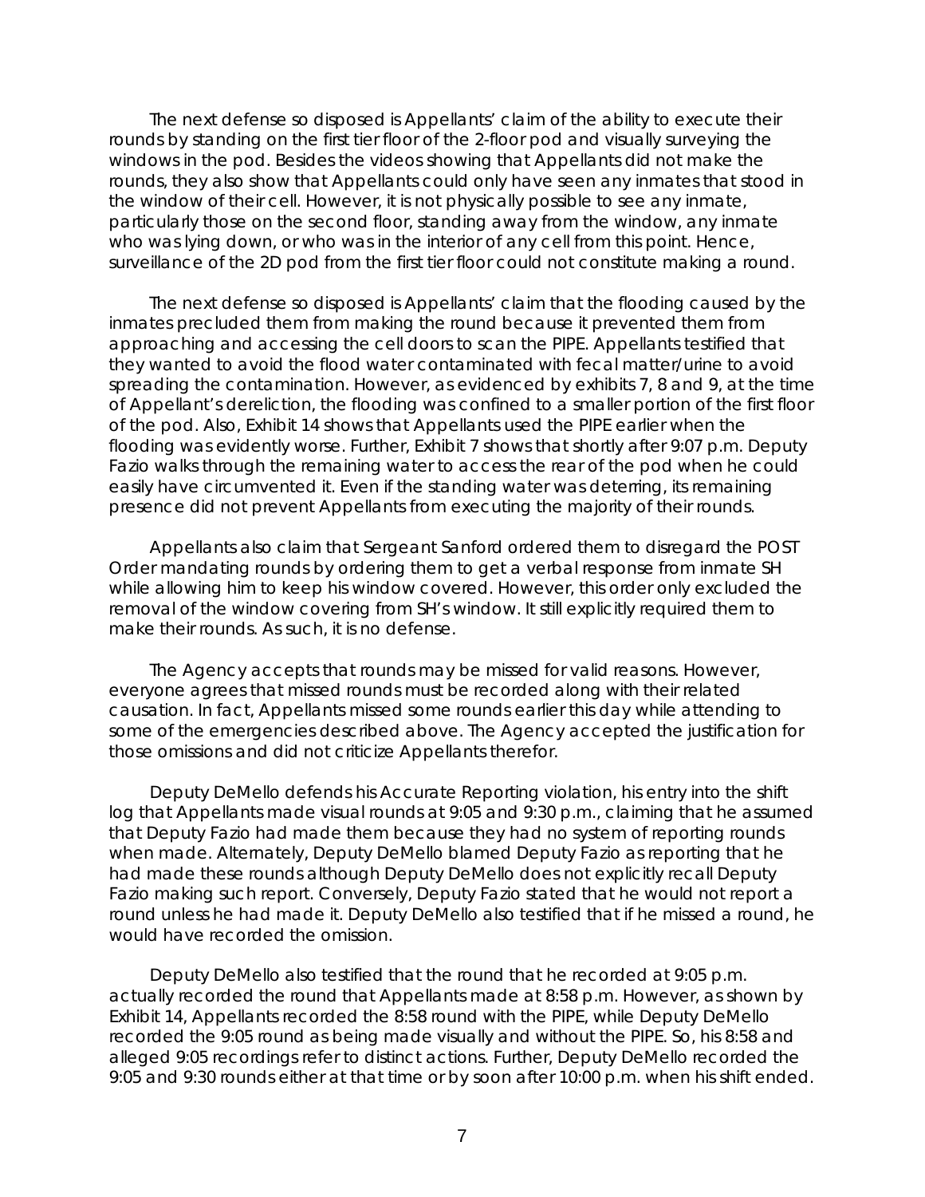The next defense so disposed is Appellants' claim of the ability to execute their rounds by standing on the first tier floor of the 2-floor pod and visually surveying the windows in the pod. Besides the videos showing that Appellants did not make the rounds, they also show that Appellants could only have seen any inmates that stood in the window of their cell. However, it is not physically possible to see any inmate, particularly those on the second floor, standing away from the window, any inmate who was lying down, or who was in the interior of any cell from this point. Hence, surveillance of the 2D pod from the first tier floor could not constitute making a round.

The next defense so disposed is Appellants' claim that the flooding caused by the inmates precluded them from making the round because it prevented them from approaching and accessing the cell doors to scan the PIPE. Appellants testified that they wanted to avoid the flood water contaminated with fecal matter/urine to avoid spreading the contamination. However, as evidenced by exhibits 7, 8 and 9, at the time of Appellant's dereliction, the flooding was confined to a smaller portion of the first floor of the pod. Also, Exhibit 14 shows that Appellants used the PIPE earlier when the flooding was evidently worse. Further, Exhibit 7 shows that shortly after 9:07 p.m. Deputy Fazio walks through the remaining water to access the rear of the pod when he could easily have circumvented it. Even if the standing water was deterring, its remaining presence did not prevent Appellants from executing the majority of their rounds.

Appellants also claim that Sergeant Sanford ordered them to disregard the POST Order mandating rounds by ordering them to get a verbal response from inmate SH while allowing him to keep his window covered. However, this order only excluded the removal of the window covering from SH's window. It still explicitly required them to make their rounds. As such, it is no defense.

The Agency accepts that rounds may be missed for valid reasons. However, everyone agrees that missed rounds must be recorded along with their related causation. In fact, Appellants missed some rounds earlier this day while attending to some of the emergencies described above. The Agency accepted the justification for those omissions and did not criticize Appellants therefor.

Deputy DeMello defends his Accurate Reporting violation, his entry into the shift log that Appellants made visual rounds at 9:05 and 9:30 p.m., claiming that he assumed that Deputy Fazio had made them because they had no system of reporting rounds when made. Alternately, Deputy DeMello blamed Deputy Fazio as reporting that he had made these rounds although Deputy DeMello does not explicitly recall Deputy Fazio making such report. Conversely, Deputy Fazio stated that he would not report a round unless he had made it. Deputy DeMello also testified that if he missed a round, he would have recorded the omission.

Deputy DeMello also testified that the round that he recorded at 9:05 p.m. actually recorded the round that Appellants made at 8:58 p.m. However, as shown by Exhibit 14, Appellants recorded the 8:58 round with the PIPE, while Deputy DeMello recorded the 9:05 round as being made visually and without the PIPE. So, his 8:58 and alleged 9:05 recordings refer to distinct actions. Further, Deputy DeMello recorded the 9:05 and 9:30 rounds either at that time or by soon after 10:00 p.m. when his shift ended.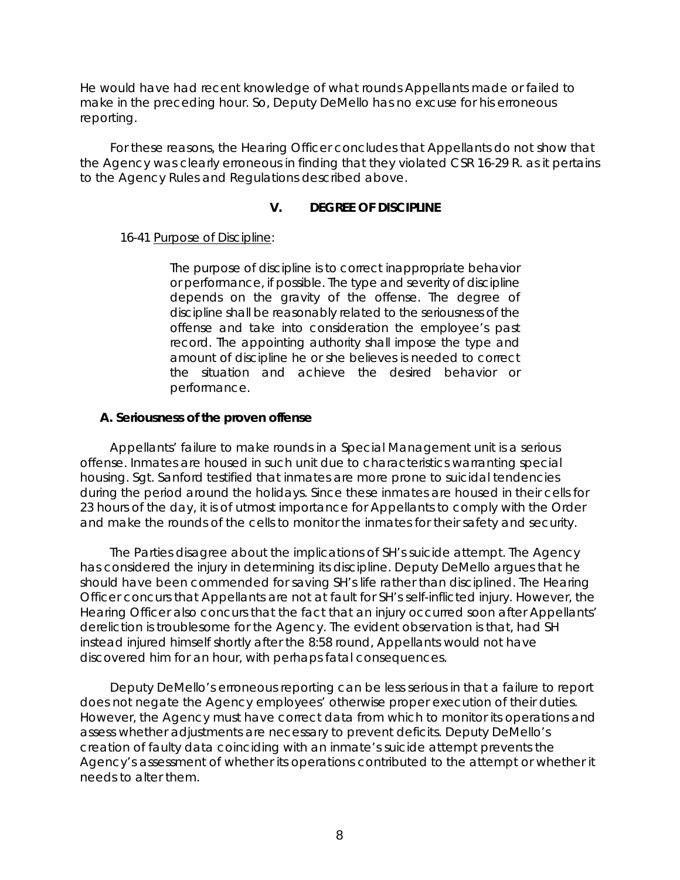He would have had recent knowledge of what rounds Appellants made or failed to make in the preceding hour. So, Deputy DeMello has no excuse for his erroneous reporting.

For these reasons, the Hearing Officer concludes that Appellants do not show that the Agency was clearly erroneous in finding that they violated CSR 16-29 R. as it pertains to the Agency Rules and Regulations described above.

## V. DEGREE OF DISCIPLINE

16-41 Purpose of Discipline:

> The purpose of discipline is to correct inappropriate behavior or performance, if possible. The type and severity of discipline depends on the gravity of the offense. The degree of discipline shall be reasonably related to the seriousness of the offense and take into consideration the employee's past record. The appointing authority shall impose the type and amount of discipline he or she believes is needed to correct the situation and achieve the desired behavior or performance.

### A. Seriousness of the proven offense

Appellants' failure to make rounds in a Special Management unit is a serious offense. Inmates are housed in such unit due to characteristics warranting special housing. Sgt. Sanford testified that inmates are more prone to suicidal tendencies during the period around the holidays. Since these inmates are housed in their cells for 23 hours of the day, it is of utmost importance for Appellants to comply with the Order and make the rounds of the cells to monitor the inmates for their safety and security.

The Parties disagree about the implications of SH's suicide attempt. The Agency has considered the injury in determining its discipline. Deputy DeMello argues that he should have been commended for saving SH's life rather than disciplined. The Hearing Officer concurs that Appellants are not at fault for SH's self-inflicted injury. However, the Hearing Officer also concurs that the fact that an injury occurred soon after Appellants' dereliction is troublesome for the Agency. The evident observation is that, had SH instead injured himself shortly after the 8:58 round, Appellants would not have discovered him for an hour, with perhaps fatal consequences.

Deputy DeMello's erroneous reporting can be less serious in that a failure to report does not negate the Agency employees' otherwise proper execution of their duties. However, the Agency must have correct data from which to monitor its operations and assess whether adjustments are necessary to prevent deficits. Deputy DeMello's creation of faulty data coinciding with an inmate's suicide attempt prevents the Agency's assessment of whether its operations contributed to the attempt or whether it needs to alter them.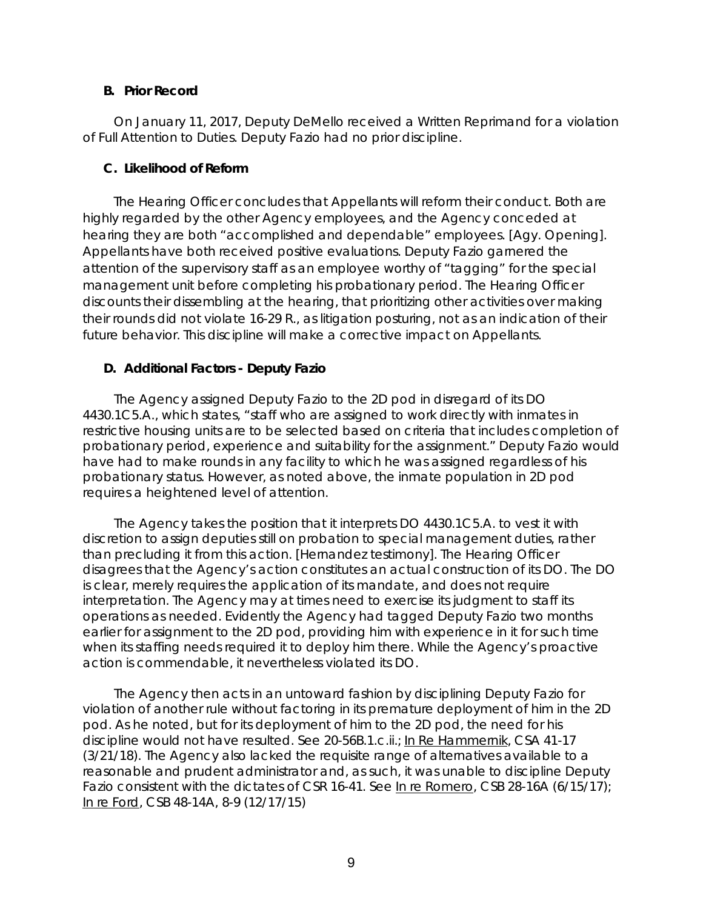### B. Prior Record

On January 11, 2017, Deputy DeMello received a Written Reprimand for a violation of Full Attention to Duties. Deputy Fazio had no prior discipline.

### C. Likelihood of Reform

The Hearing Officer concludes that Appellants will reform their conduct. Both are highly regarded by the other Agency employees, and the Agency conceded at hearing they are both "accomplished and dependable" employees. [Agy. Opening]. Appellants have both received positive evaluations. Deputy Fazio garnered the attention of the supervisory staff as an employee worthy of "tagging" for the special management unit before completing his probationary period. The Hearing Officer discounts their dissembling at the hearing, that prioritizing other activities over making their rounds did not violate 16-29 R., as litigation posturing, not as an indication of their future behavior. This discipline will make a corrective impact on Appellants.

### D. Additional Factors - Deputy Fazio

The Agency assigned Deputy Fazio to the 2D pod in disregard of its DO 4430.1C 5.A., which states, "staff who are assigned to work directly with inmates in restrictive housing units are to be selected based on criteria that includes completion of probationary period, experience and suitability for the assignment." Deputy Fazio would have had to make rounds in any facility to which he was assigned regardless of his probationary status. However, as noted above, the inmate population in 2D pod requires a heightened level of attention.

The Agency takes the position that it interprets DO 4430.1C 5.A. to vest it with discretion to assign deputies still on probation to special management duties, rather than precluding it from this action. [Hernandez testimony]. The Hearing Officer disagrees that the Agency's action constitutes an actual construction of its DO. The DO is clear, merely requires the application of its mandate, and does not require interpretation. The Agency may at times need to exercise its judgment to staff its operations as needed. Evidently the Agency had tagged Deputy Fazio two months earlier for assignment to the 2D pod, providing him with experience in it for such time when its staffing needs required it to deploy him there. While the Agency's proactive action is commendable, it nevertheless violated its DO.

The Agency then acts in an untoward fashion by disciplining Deputy Fazio for violation of another rule without factoring in its premature deployment of him in the 2D pod. As he noted, but for its deployment of him to the 2D pod, the need for his discipline would not have resulted. See 20-56B.1.c.ii.; <u>In Re Hammernik</u>, CSA 41-17 (3/21/18). The Agency also lacked the requisite range of alternatives available to a reasonable and prudent administrator and, as such, it was unable to discipline Deputy Fazio consistent with the dictates of CSR 16-41. See <u>In re Romero</u>, CSB 28-16A (6/15/17); <u>In re Ford</u>, CSB 48-14A, 8-9 (12/17/15)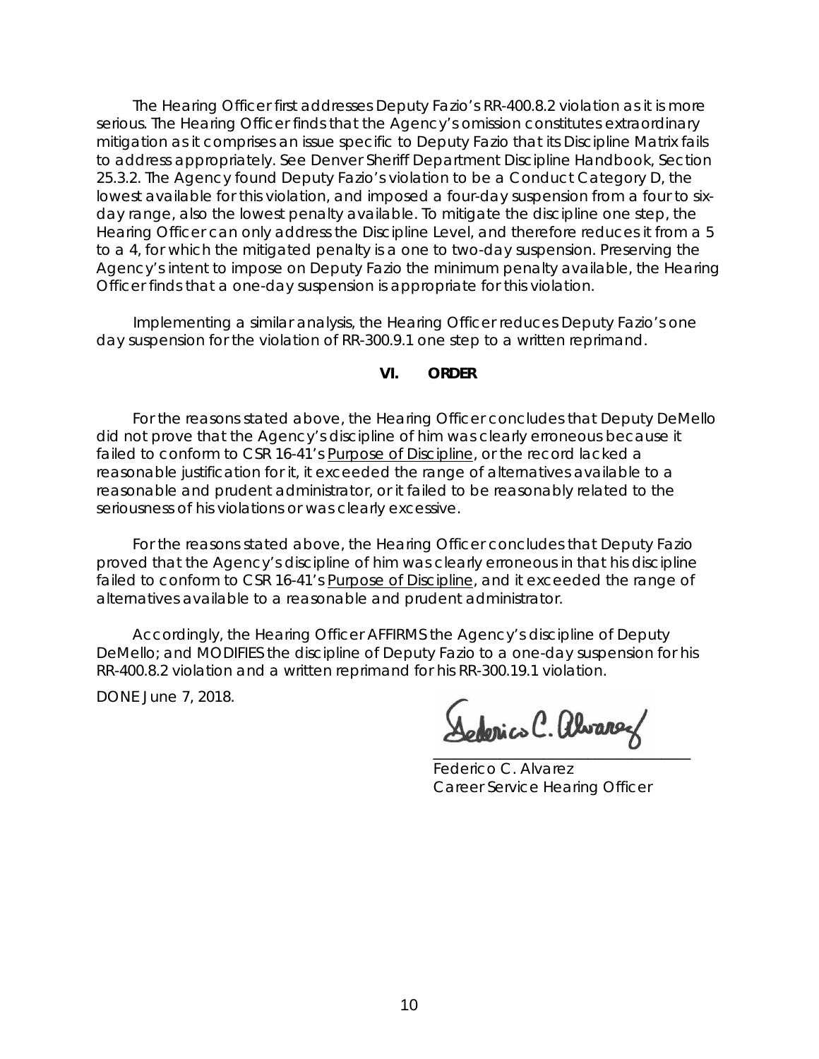The Hearing Officer first addresses Deputy Fazio's RR-400.8.2 violation as it is more serious. The Hearing Officer finds that the Agency's omission constitutes extraordinary mitigation as it comprises an issue specific to Deputy Fazio that its Discipline Matrix fails to address appropriately. See Denver Sheriff Department Discipline Handbook, Section 25.3.2. The Agency found Deputy Fazio's violation to be a Conduct Category D, the lowest available for this violation, and imposed a four-day suspension from a four to six-day range, also the lowest penalty available. To mitigate the discipline one step, the Hearing Officer can only address the Discipline Level, and therefore reduces it from a 5 to a 4, for which the mitigated penalty is a one to two-day suspension. Preserving the Agency's intent to impose on Deputy Fazio the minimum penalty available, the Hearing Officer finds that a one-day suspension is appropriate for this violation.

Implementing a similar analysis, the Hearing Officer reduces Deputy Fazio's one day suspension for the violation of RR-300.9.1 one step to a written reprimand.

## VI. ORDER

For the reasons stated above, the Hearing Officer concludes that Deputy DeMello did not prove that the Agency's discipline of him was clearly erroneous because it failed to conform to CSR 16-41's Purpose of Discipline, or the record lacked a reasonable justification for it, it exceeded the range of alternatives available to a reasonable and prudent administrator, or it failed to be reasonably related to the seriousness of his violations or was clearly excessive.

For the reasons stated above, the Hearing Officer concludes that Deputy Fazio proved that the Agency's discipline of him was clearly erroneous in that his discipline failed to conform to CSR 16-41's Purpose of Discipline, and it exceeded the range of alternatives available to a reasonable and prudent administrator.

Accordingly, the Hearing Officer AFFIRMS the Agency's discipline of Deputy DeMello; and MODIFIES the discipline of Deputy Fazio to a one-day suspension for his RR-400.8.2 violation and a written reprimand for his RR-300.19.1 violation.

DONE June 7, 2018.

Federico C. Alvarez
Career Service Hearing Officer